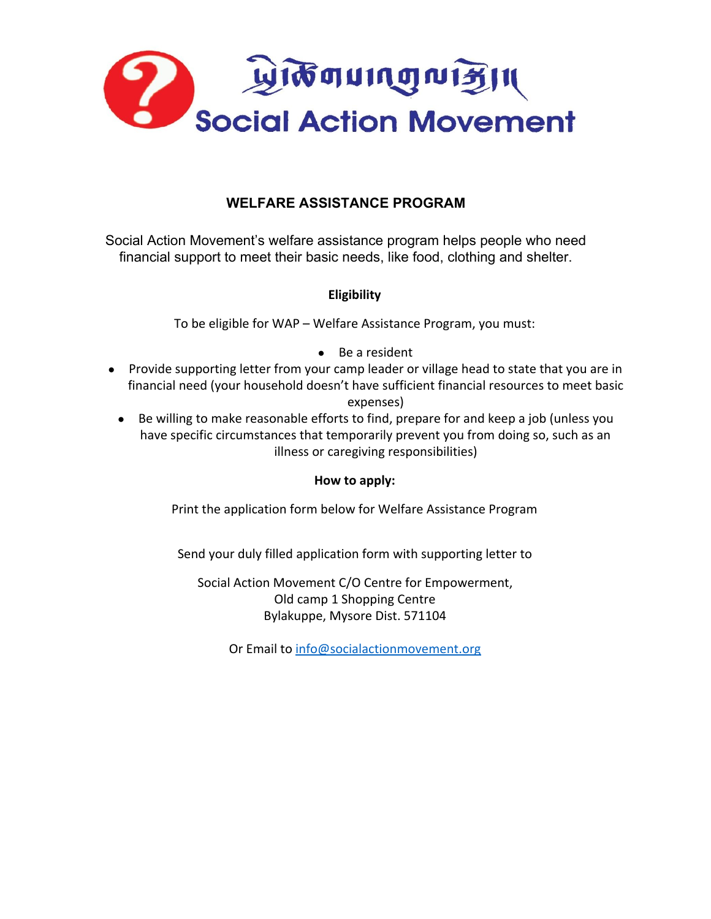# Social Action Movement

## WELFARE ASSISTANCE PROGRAM

Social Action Movement's welfare assistance program helps people who need financial support to meet their basic needs, like food, clothing and shelter.

### Eligibility

To be eligible for WAP – Welfare Assistance Program, you must:

- Be a resident
- Provide supporting letter from your camp leader or village head to state that you are in financial need (your household doesn't have sufficient financial resources to meet basic expenses)
- Be willing to make reasonable efforts to find, prepare for and keep a job (unless you have specific circumstances that temporarily prevent you from doing so, such as an illness or caregiving responsibilities)

### How to apply:

Print the application form below for Welfare Assistance Program

Send your duly filled application form with supporting letter to

Social Action Movement C/O Centre for Empowerment,
Old camp 1 Shopping Centre
Bylakuppe, Mysore Dist. 571104

Or Email to info@socialactionmovement.org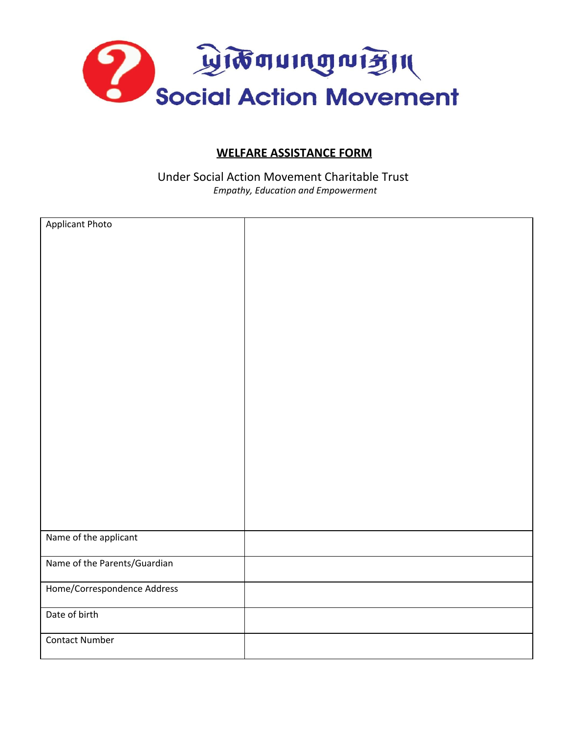Social Action Movement

**WELFARE ASSISTANCE FORM**

Under Social Action Movement Charitable Trust

*Empathy, Education and Empowerment*

| | |
|---|---|
| Applicant Photo | |
| Name of the applicant | |
| Name of the Parents/Guardian | |
| Home/Correspondence Address | |
| Date of birth | |
| Contact Number | |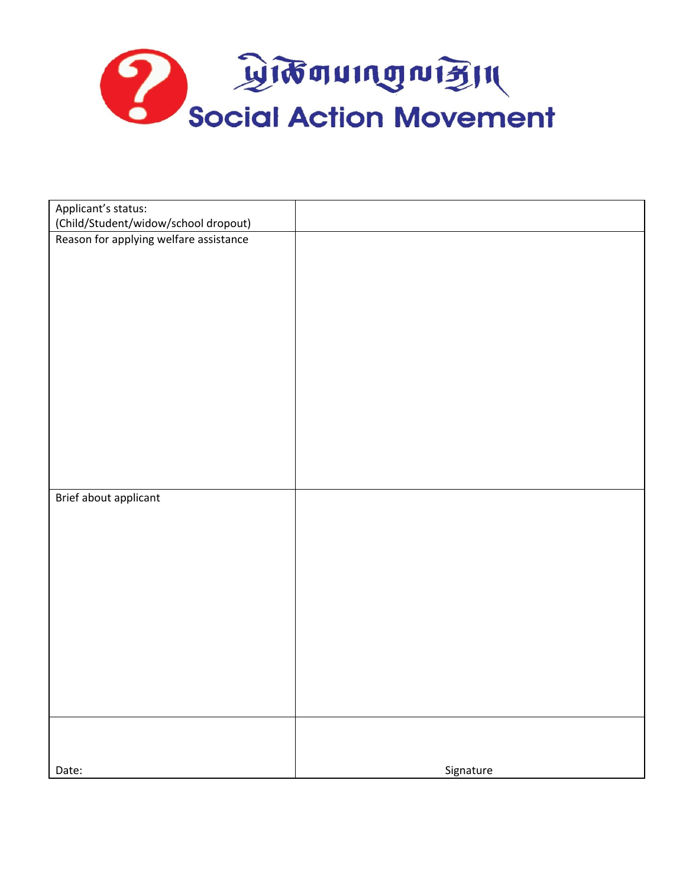# Social Action Movement

| | |
|---|---|
| Applicant's status:<br>(Child/Student/widow/school dropout) | |
| Reason for applying welfare assistance | |
| Brief about applicant | |
| Date: | Signature |